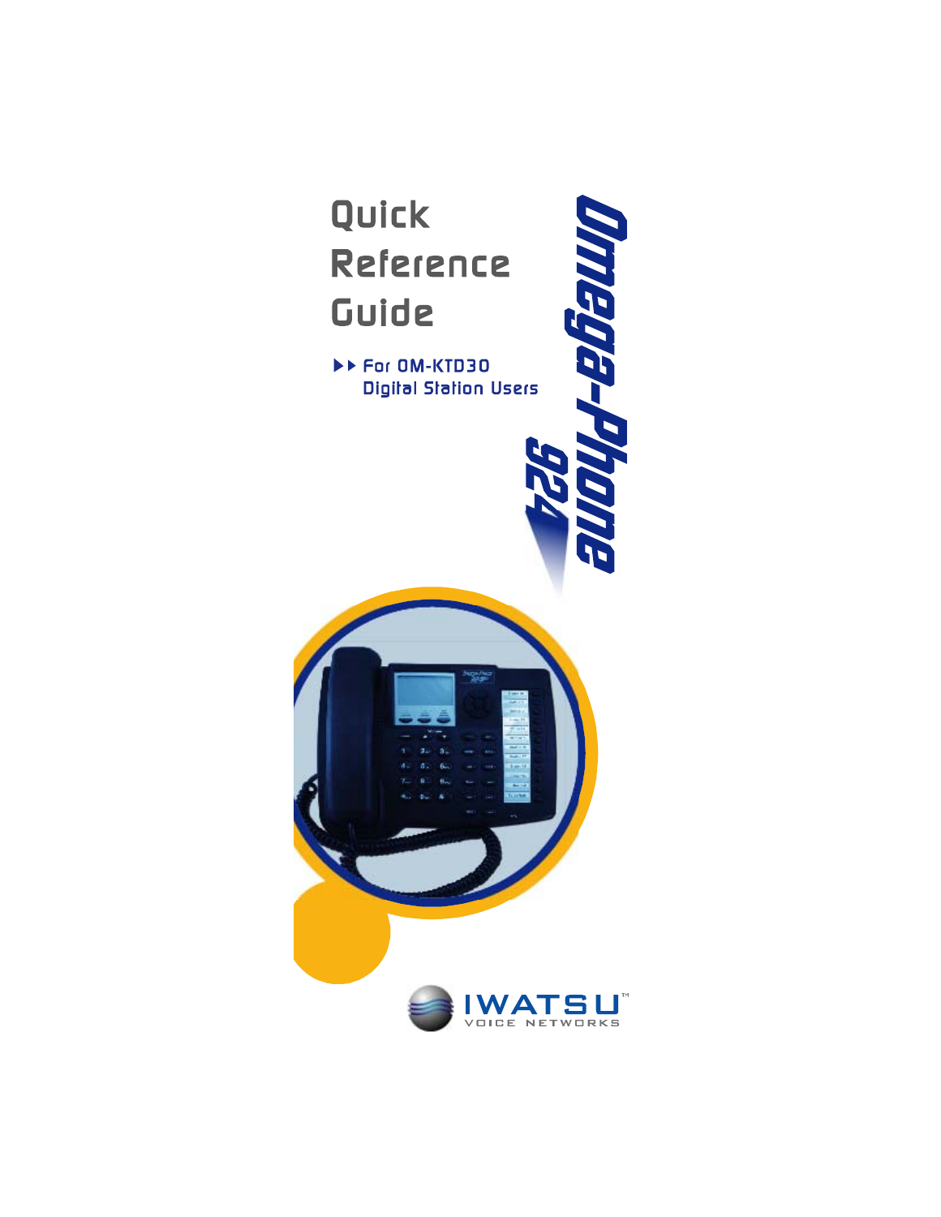# Quick Reference Guide

▶▶ For OM-KTD30 Digital Station Users

## Omega-Phone 924

IWATSU™ VOICE NETWORKS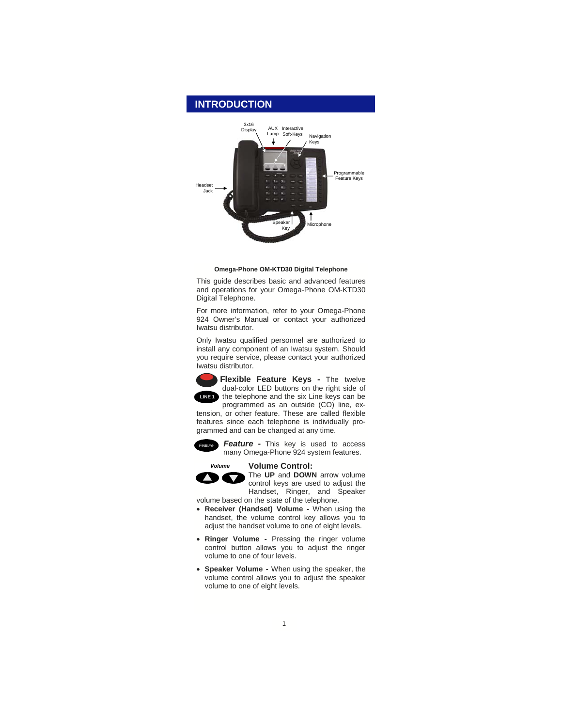# INTRODUCTION

3x16 Display

AUX Lamp

Interactive Soft-Keys

Navigation Keys

Programmable Feature Keys

Headset Jack

Speaker Key

Microphone

**Omega-Phone OM-KTD30 Digital Telephone**

This guide describes basic and advanced features and operations for your Omega-Phone OM-KTD30 Digital Telephone.

For more information, refer to your Omega-Phone 924 Owner's Manual or contact your authorized Iwatsu distributor.

Only Iwatsu qualified personnel are authorized to install any component of an Iwatsu system. Should you require service, please contact your authorized Iwatsu distributor.

LINE 1

**Flexible Feature Keys -** The twelve dual-color LED buttons on the right side of the telephone and the six Line keys can be programmed as an outside (CO) line, extension, or other feature. These are called flexible features since each telephone is individually programmed and can be changed at any time.

*Feature*

***Feature* -** This key is used to access many Omega-Phone 924 system features.

*Volume*

**Volume Control:**

The **UP** and **DOWN** arrow volume control keys are used to adjust the Handset, Ringer, and Speaker volume based on the state of the telephone.

- **Receiver (Handset) Volume -** When using the handset, the volume control key allows you to adjust the handset volume to one of eight levels.
- **Ringer Volume -** Pressing the ringer volume control button allows you to adjust the ringer volume to one of four levels.
- **Speaker Volume -** When using the speaker, the volume control allows you to adjust the speaker volume to one of eight levels.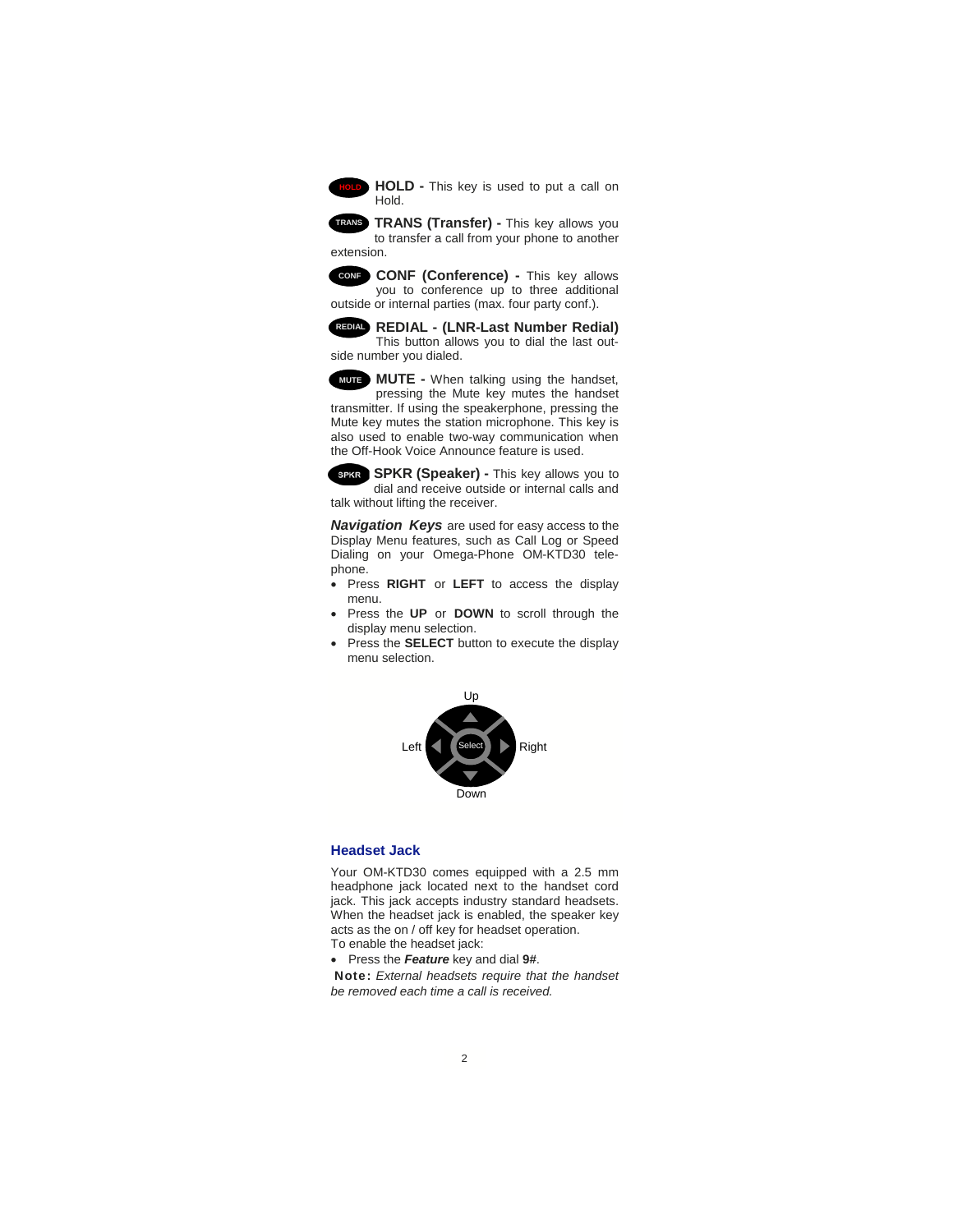**HOLD -** This key is used to put a call on Hold.

**TRANS (Transfer) -** This key allows you to transfer a call from your phone to another extension.

**CONF (Conference) -** This key allows you to conference up to three additional outside or internal parties (max. four party conf.).

**REDIAL - (LNR-Last Number Redial)** This button allows you to dial the last outside number you dialed.

**MUTE -** When talking using the handset, pressing the Mute key mutes the handset transmitter. If using the speakerphone, pressing the Mute key mutes the station microphone. This key is also used to enable two-way communication when the Off-Hook Voice Announce feature is used.

**SPKR (Speaker) -** This key allows you to dial and receive outside or internal calls and talk without lifting the receiver.

***Navigation Keys*** are used for easy access to the Display Menu features, such as Call Log or Speed Dialing on your Omega-Phone OM-KTD30 telephone.

- Press **RIGHT** or **LEFT** to access the display menu.
- Press the **UP** or **DOWN** to scroll through the display menu selection.
- Press the **SELECT** button to execute the display menu selection.

Up

Left Select Right

Down

## Headset Jack

Your OM-KTD30 comes equipped with a 2.5 mm headphone jack located next to the handset cord jack. This jack accepts industry standard headsets. When the headset jack is enabled, the speaker key acts as the on / off key for headset operation.

To enable the headset jack:

- Press the ***Feature*** key and dial **9#**.

**Note:** *External headsets require that the handset be removed each time a call is received.*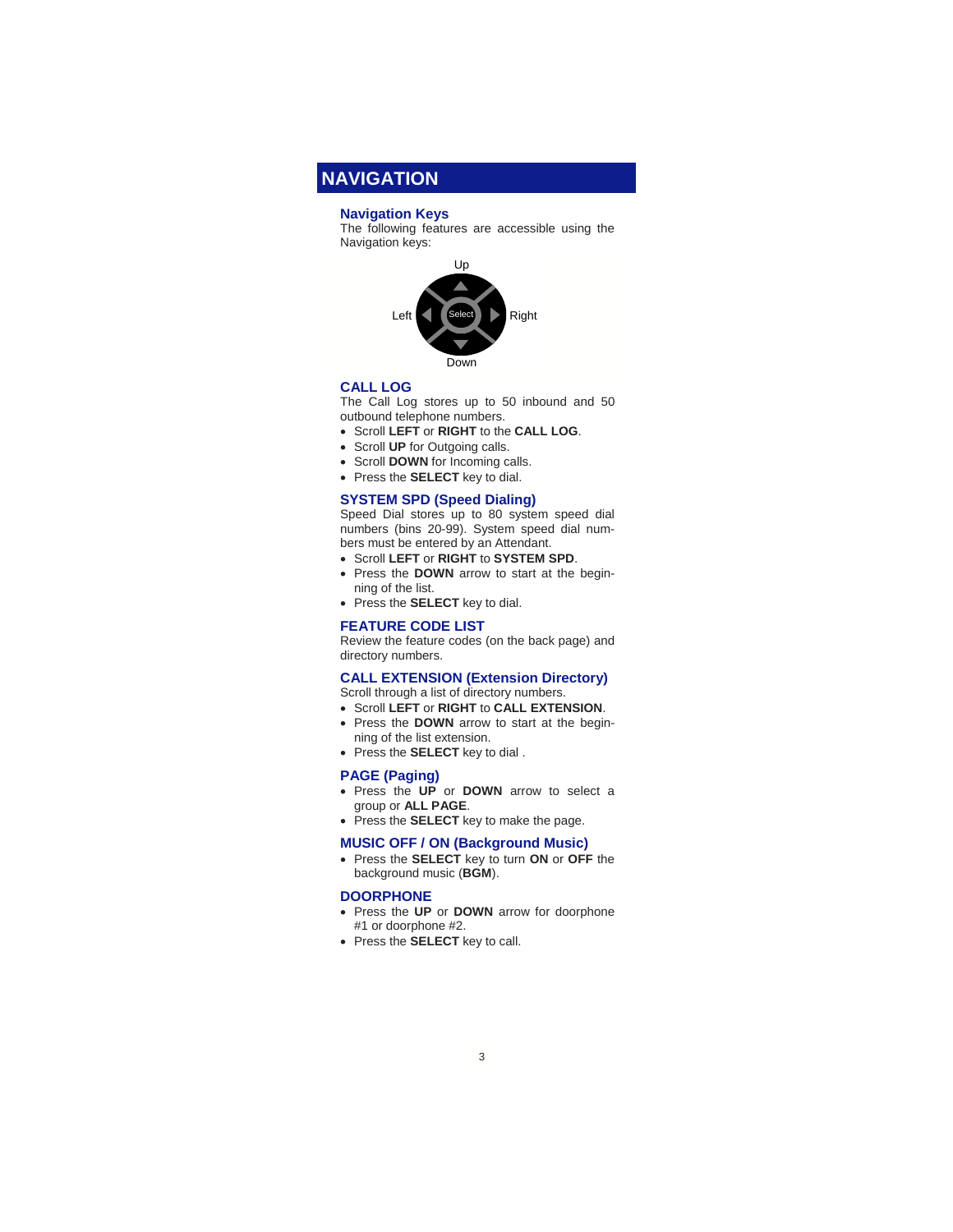# NAVIGATION

## Navigation Keys

The following features are accessible using the Navigation keys:

Up

Left Select Right

Down

## CALL LOG

The Call Log stores up to 50 inbound and 50 outbound telephone numbers.

- Scroll **LEFT** or **RIGHT** to the **CALL LOG**.
- Scroll **UP** for Outgoing calls.
- Scroll **DOWN** for Incoming calls.
- Press the **SELECT** key to dial.

## SYSTEM SPD (Speed Dialing)

Speed Dial stores up to 80 system speed dial numbers (bins 20-99). System speed dial numbers must be entered by an Attendant.

- Scroll **LEFT** or **RIGHT** to **SYSTEM SPD**.
- Press the **DOWN** arrow to start at the beginning of the list.
- Press the **SELECT** key to dial.

## FEATURE CODE LIST

Review the feature codes (on the back page) and directory numbers.

## CALL EXTENSION (Extension Directory)

Scroll through a list of directory numbers.

- Scroll **LEFT** or **RIGHT** to **CALL EXTENSION**.
- Press the **DOWN** arrow to start at the beginning of the list extension.
- Press the **SELECT** key to dial .

## PAGE (Paging)

- Press the **UP** or **DOWN** arrow to select a group or **ALL PAGE**.
- Press the **SELECT** key to make the page.

## MUSIC OFF / ON (Background Music)

- Press the **SELECT** key to turn **ON** or **OFF** the background music (**BGM**).

## DOORPHONE

- Press the **UP** or **DOWN** arrow for doorphone #1 or doorphone #2.
- Press the **SELECT** key to call.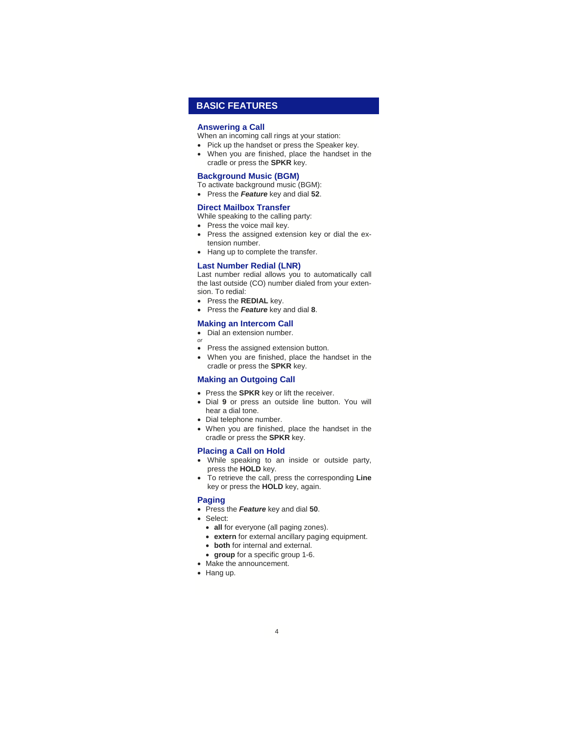# BASIC FEATURES

## Answering a Call

When an incoming call rings at your station:

- Pick up the handset or press the Speaker key.
- When you are finished, place the handset in the cradle or press the **SPKR** key.

## Background Music (BGM)

To activate background music (BGM):

- Press the ***Feature*** key and dial **52**.

## Direct Mailbox Transfer

While speaking to the calling party:

- Press the voice mail key.
- Press the assigned extension key or dial the extension number.
- Hang up to complete the transfer.

## Last Number Redial (LNR)

Last number redial allows you to automatically call the last outside (CO) number dialed from your extension. To redial:

- Press the **REDIAL** key.
- Press the ***Feature*** key and dial **8**.

## Making an Intercom Call

- Dial an extension number.

*or*

- Press the assigned extension button.
- When you are finished, place the handset in the cradle or press the **SPKR** key.

## Making an Outgoing Call

- Press the **SPKR** key or lift the receiver.
- Dial **9** or press an outside line button. You will hear a dial tone.
- Dial telephone number.
- When you are finished, place the handset in the cradle or press the **SPKR** key.

## Placing a Call on Hold

- While speaking to an inside or outside party, press the **HOLD** key.
- To retrieve the call, press the corresponding **Line** key or press the **HOLD** key, again.

## Paging

- Press the ***Feature*** key and dial **50**.
- Select:
  - **all** for everyone (all paging zones).
  - **extern** for external ancillary paging equipment.
  - **both** for internal and external.
  - **group** for a specific group 1-6.
- Make the announcement.
- Hang up.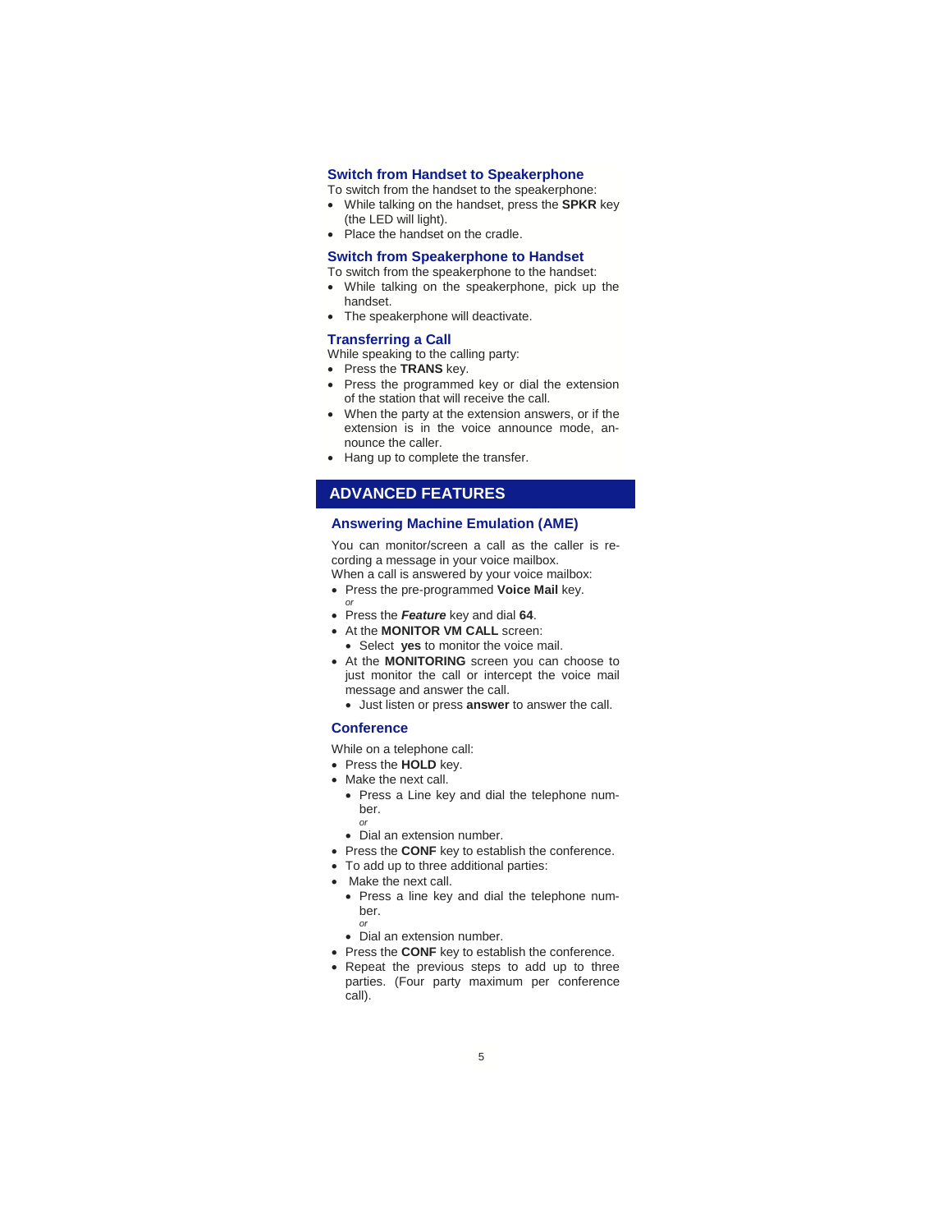### Switch from Handset to Speakerphone

To switch from the handset to the speakerphone:

- While talking on the handset, press the **SPKR** key (the LED will light).
- Place the handset on the cradle.

### Switch from Speakerphone to Handset

To switch from the speakerphone to the handset:

- While talking on the speakerphone, pick up the handset.
- The speakerphone will deactivate.

### Transferring a Call

While speaking to the calling party:

- Press the **TRANS** key.
- Press the programmed key or dial the extension of the station that will receive the call.
- When the party at the extension answers, or if the extension is in the voice announce mode, announce the caller.
- Hang up to complete the transfer.

## ADVANCED FEATURES

### Answering Machine Emulation (AME)

You can monitor/screen a call as the caller is recording a message in your voice mailbox.
When a call is answered by your voice mailbox:

- Press the pre-programmed **Voice Mail** key.
  *or*
- Press the ***Feature*** key and dial **64**.
- At the **MONITOR VM CALL** screen:
  - Select **yes** to monitor the voice mail.
- At the **MONITORING** screen you can choose to just monitor the call or intercept the voice mail message and answer the call.
  - Just listen or press **answer** to answer the call.

### Conference

While on a telephone call:

- Press the **HOLD** key.
- Make the next call.
  - Press a Line key and dial the telephone number.
    *or*
  - Dial an extension number.
- Press the **CONF** key to establish the conference.
- To add up to three additional parties:
- Make the next call.
  - Press a line key and dial the telephone number.
    *or*
  - Dial an extension number.
- Press the **CONF** key to establish the conference.
- Repeat the previous steps to add up to three parties. (Four party maximum per conference call).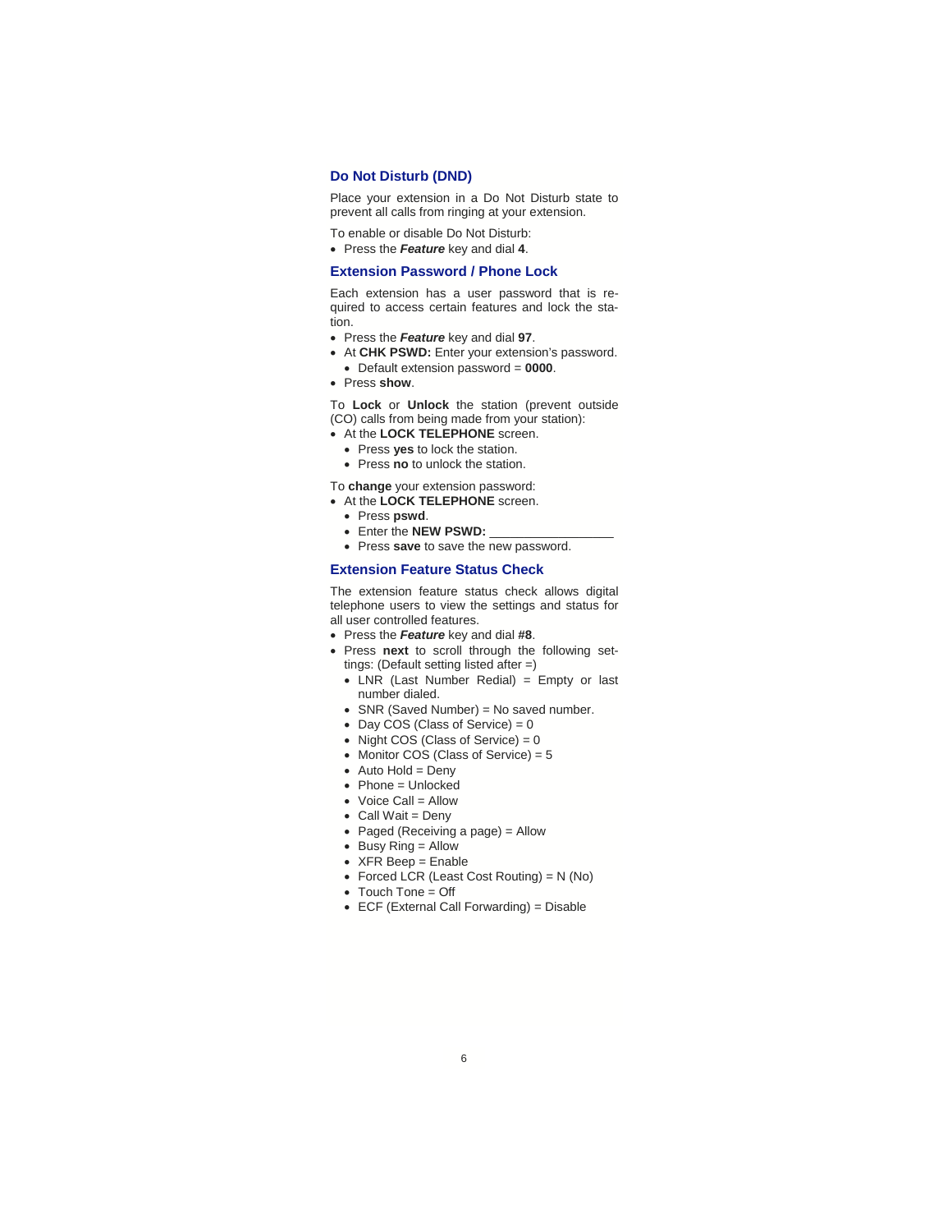## Do Not Disturb (DND)

Place your extension in a Do Not Disturb state to prevent all calls from ringing at your extension.

To enable or disable Do Not Disturb:

- Press the ***Feature*** key and dial **4**.

## Extension Password / Phone Lock

Each extension has a user password that is required to access certain features and lock the station.

- Press the ***Feature*** key and dial **97**.
- At **CHK PSWD:** Enter your extension's password.
  - Default extension password = **0000**.
- Press **show**.

To **Lock** or **Unlock** the station (prevent outside (CO) calls from being made from your station):

- At the **LOCK TELEPHONE** screen.
  - Press **yes** to lock the station.
  - Press **no** to unlock the station.

To **change** your extension password:

- At the **LOCK TELEPHONE** screen.
  - Press **pswd**.
  - Enter the **NEW PSWD:** _________________
  - Press **save** to save the new password.

## Extension Feature Status Check

The extension feature status check allows digital telephone users to view the settings and status for all user controlled features.

- Press the ***Feature*** key and dial **#8**.
- Press **next** to scroll through the following settings: (Default setting listed after =)
  - LNR (Last Number Redial) = Empty or last number dialed.
  - SNR (Saved Number) = No saved number.
  - Day COS (Class of Service) = 0
  - Night COS (Class of Service) = 0
  - Monitor COS (Class of Service) = 5
  - Auto Hold = Deny
  - Phone = Unlocked
  - Voice Call = Allow
  - Call Wait = Deny
  - Paged (Receiving a page) = Allow
  - Busy Ring = Allow
  - XFR Beep = Enable
  - Forced LCR (Least Cost Routing) = N (No)
  - Touch Tone = Off
  - ECF (External Call Forwarding) = Disable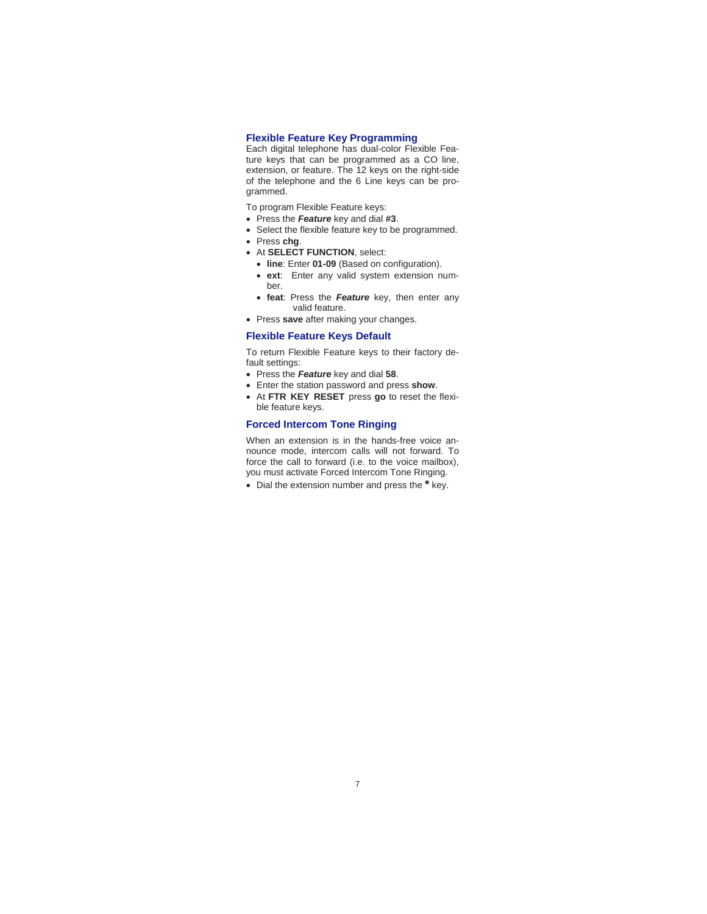## Flexible Feature Key Programming

Each digital telephone has dual-color Flexible Feature keys that can be programmed as a CO line, extension, or feature. The 12 keys on the right-side of the telephone and the 6 Line keys can be programmed.

To program Flexible Feature keys:

- Press the ***Feature*** key and dial **#3**.
- Select the flexible feature key to be programmed.
- Press **chg**.
- At **SELECT FUNCTION**, select:
  - **line**: Enter **01-09** (Based on configuration).
  - **ext**: Enter any valid system extension number.
  - **feat**: Press the ***Feature*** key, then enter any valid feature.
- Press **save** after making your changes.

## Flexible Feature Keys Default

To return Flexible Feature keys to their factory default settings:

- Press the ***Feature*** key and dial **58**.
- Enter the station password and press **show**.
- At **FTR KEY RESET** press **go** to reset the flexible feature keys.

## Forced Intercom Tone Ringing

When an extension is in the hands-free voice announce mode, intercom calls will not forward. To force the call to forward (i.e. to the voice mailbox), you must activate Forced Intercom Tone Ringing.

- Dial the extension number and press the * key.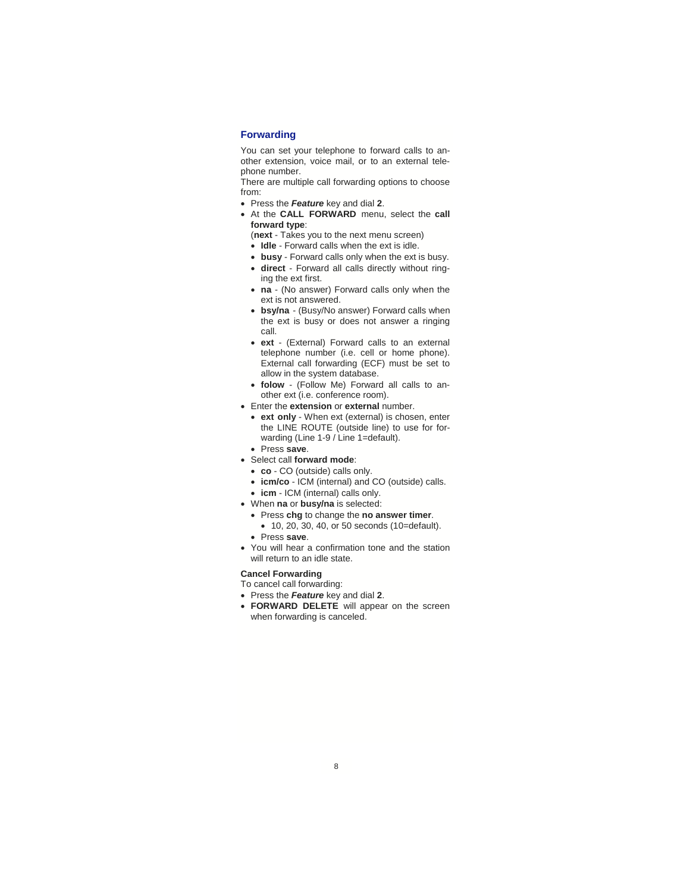## Forwarding

You can set your telephone to forward calls to another extension, voice mail, or to an external telephone number.
There are multiple call forwarding options to choose from:

- Press the ***Feature*** key and dial **2**.
- At the **CALL FORWARD** menu, select the **call forward type**:
  (**next** - Takes you to the next menu screen)
  - **Idle** - Forward calls when the ext is idle.
  - **busy** - Forward calls only when the ext is busy.
  - **direct** - Forward all calls directly without ringing the ext first.
  - **na** - (No answer) Forward calls only when the ext is not answered.
  - **bsy/na** - (Busy/No answer) Forward calls when the ext is busy or does not answer a ringing call.
  - **ext** - (External) Forward calls to an external telephone number (i.e. cell or home phone). External call forwarding (ECF) must be set to allow in the system database.
  - **folow** - (Follow Me) Forward all calls to another ext (i.e. conference room).
- Enter the **extension** or **external** number.
  - **ext only** - When ext (external) is chosen, enter the LINE ROUTE (outside line) to use for forwarding (Line 1-9 / Line 1=default).
  - Press **save**.
- Select call **forward mode**:
  - **co** - CO (outside) calls only.
  - **icm/co** - ICM (internal) and CO (outside) calls.
  - **icm** - ICM (internal) calls only.
- When **na** or **busy/na** is selected:
  - Press **chg** to change the **no answer timer**.
    - 10, 20, 30, 40, or 50 seconds (10=default).
  - Press **save**.
- You will hear a confirmation tone and the station will return to an idle state.

**Cancel Forwarding**

To cancel call forwarding:

- Press the ***Feature*** key and dial **2**.
- **FORWARD DELETE** will appear on the screen when forwarding is canceled.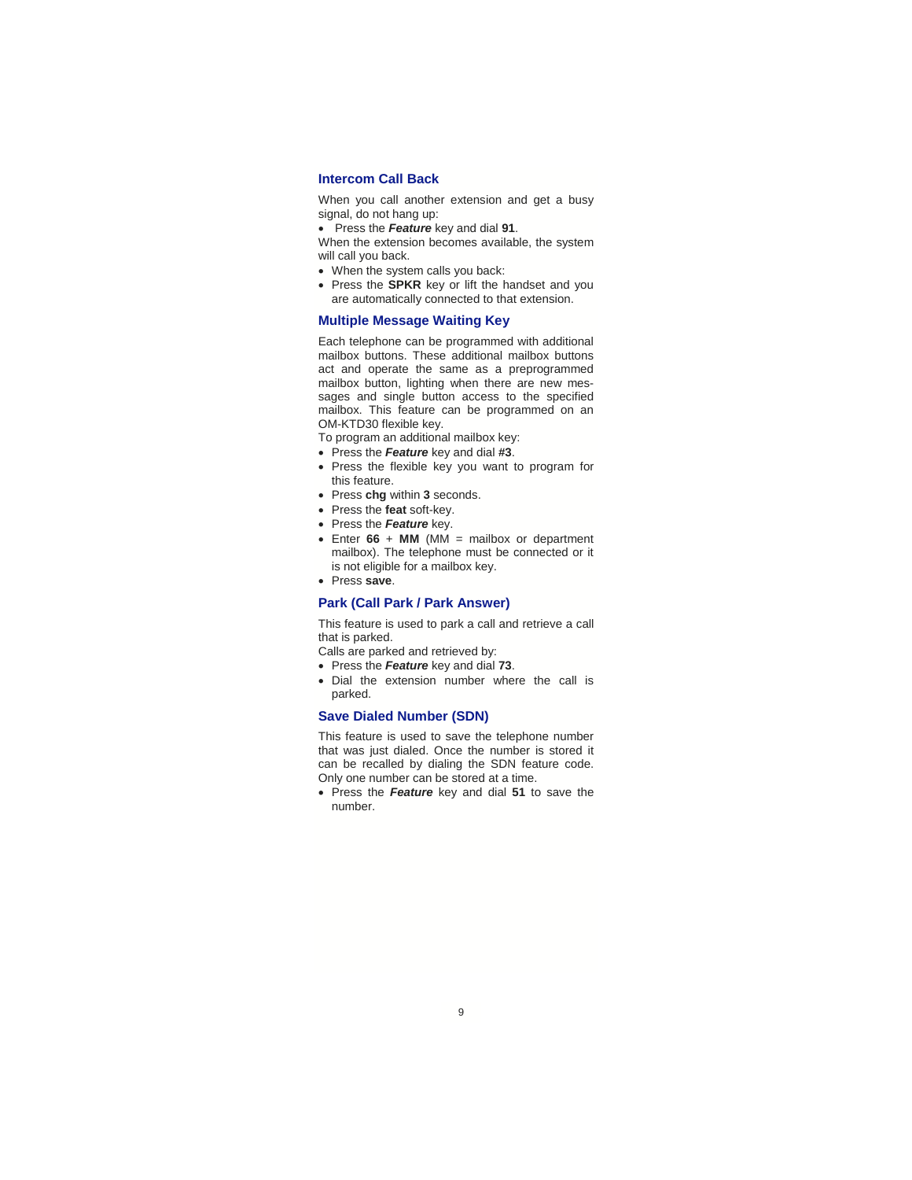## Intercom Call Back

When you call another extension and get a busy signal, do not hang up:

- Press the ***Feature*** key and dial **91**.

When the extension becomes available, the system will call you back.

- When the system calls you back:
- Press the **SPKR** key or lift the handset and you are automatically connected to that extension.

## Multiple Message Waiting Key

Each telephone can be programmed with additional mailbox buttons. These additional mailbox buttons act and operate the same as a preprogrammed mailbox button, lighting when there are new messages and single button access to the specified mailbox. This feature can be programmed on an OM-KTD30 flexible key.

To program an additional mailbox key:

- Press the ***Feature*** key and dial **#3**.
- Press the flexible key you want to program for this feature.
- Press **chg** within **3** seconds.
- Press the **feat** soft-key.
- Press the ***Feature*** key.
- Enter **66** + **MM** (MM = mailbox or department mailbox). The telephone must be connected or it is not eligible for a mailbox key.
- Press **save**.

## Park (Call Park / Park Answer)

This feature is used to park a call and retrieve a call that is parked.

Calls are parked and retrieved by:

- Press the ***Feature*** key and dial **73**.
- Dial the extension number where the call is parked.

## Save Dialed Number (SDN)

This feature is used to save the telephone number that was just dialed. Once the number is stored it can be recalled by dialing the SDN feature code. Only one number can be stored at a time.

- Press the ***Feature*** key and dial **51** to save the number.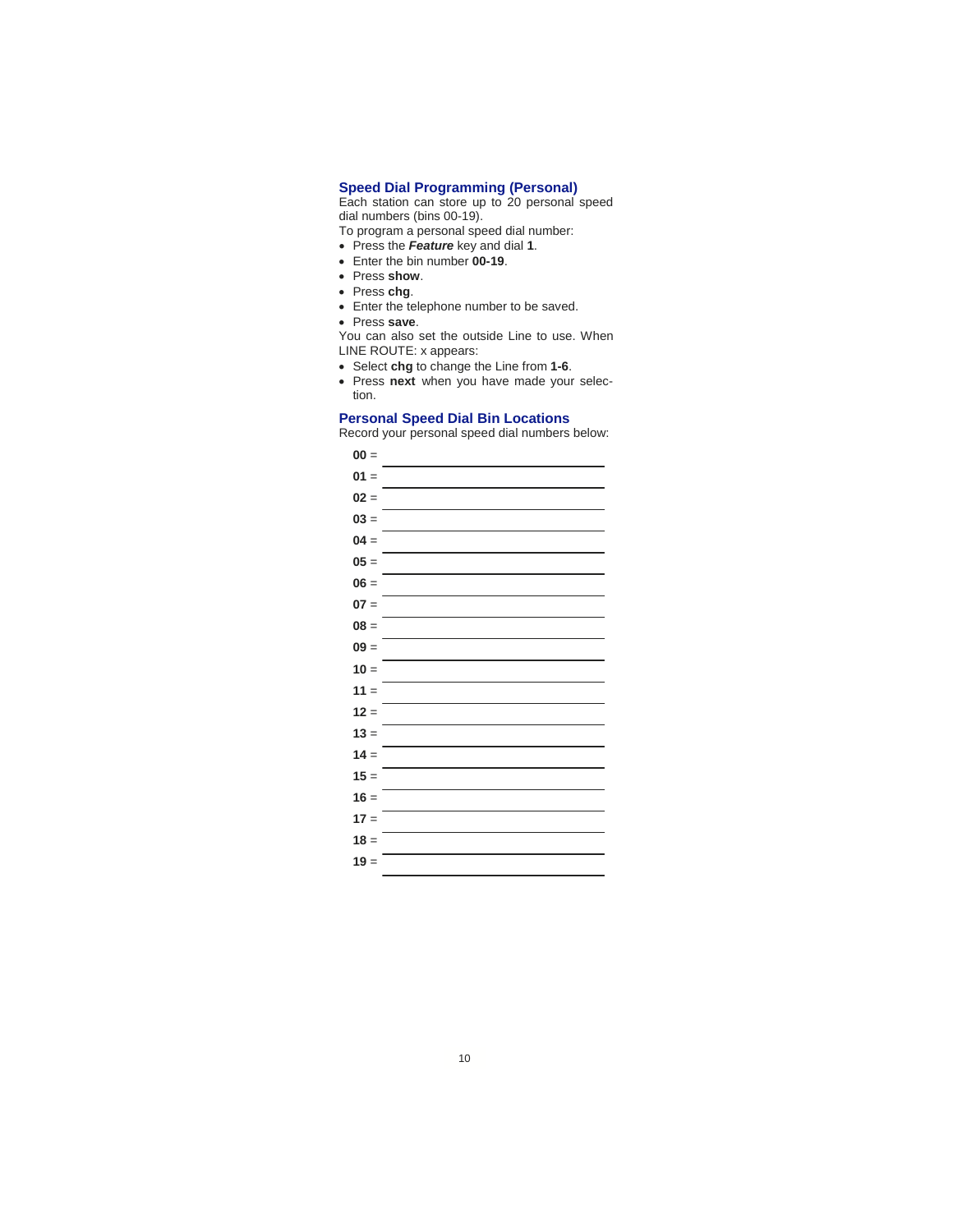## Speed Dial Programming (Personal)

Each station can store up to 20 personal speed dial numbers (bins 00-19).

To program a personal speed dial number:

- Press the ***Feature*** key and dial **1**.
- Enter the bin number **00-19**.
- Press **show**.
- Press **chg**.
- Enter the telephone number to be saved.
- Press **save**.

You can also set the outside Line to use. When LINE ROUTE: x appears:

- Select **chg** to change the Line from **1-6**.
- Press **next** when you have made your selection.

## Personal Speed Dial Bin Locations

Record your personal speed dial numbers below:

**00** = ____________________

**01** = ____________________

**02** = ____________________

**03** = ____________________

**04** = ____________________

**05** = ____________________

**06** = ____________________

**07** = ____________________

**08** = ____________________

**09** = ____________________

**10** = ____________________

**11** = ____________________

**12** = ____________________

**13** = ____________________

**14** = ____________________

**15** = ____________________

**16** = ____________________

**17** = ____________________

**18** = ____________________

**19** = ____________________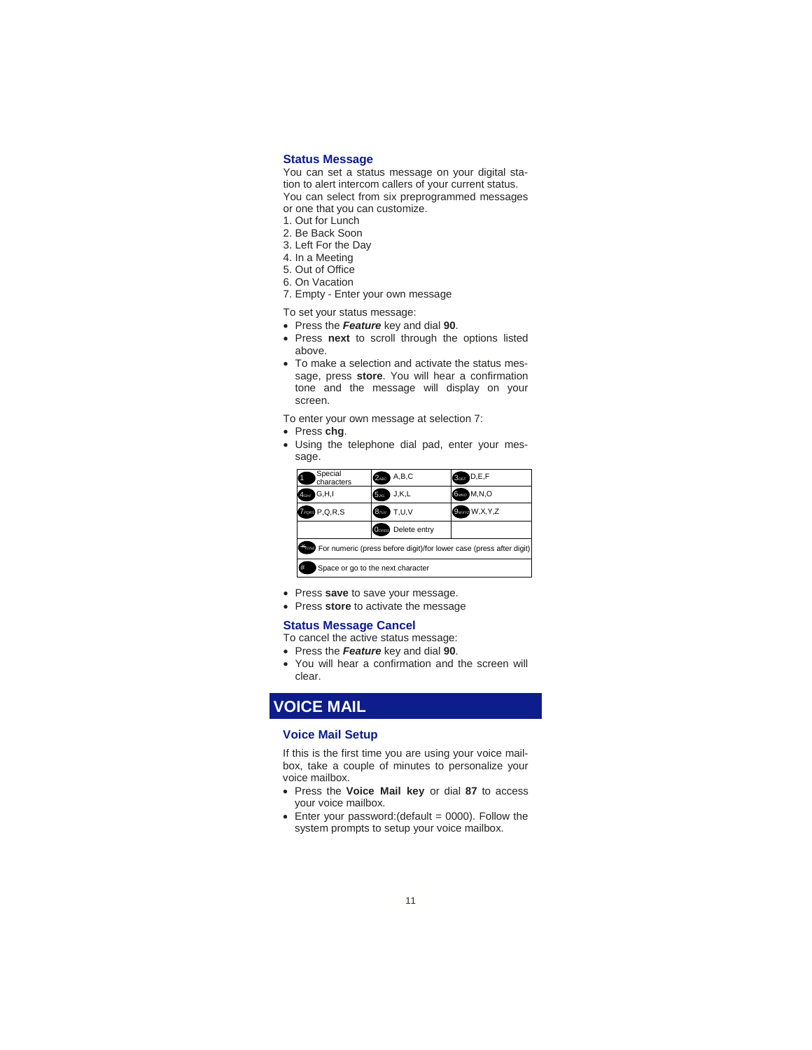## Status Message

You can set a status message on your digital station to alert intercom callers of your current status. You can select from six preprogrammed messages or one that you can customize.

1. Out for Lunch
2. Be Back Soon
3. Left For the Day
4. In a Meeting
5. Out of Office
6. On Vacation
7. Empty - Enter your own message

To set your status message:

- Press the ***Feature*** key and dial **90**.
- Press **next** to scroll through the options listed above.
- To make a selection and activate the status message, press **store**. You will hear a confirmation tone and the message will display on your screen.

To enter your own message at selection 7:

- Press **chg**.
- Using the telephone dial pad, enter your message.

| Key | | Key | | Key | |
|---|---|---|---|---|---|
| 1 | Special characters | 2 ABC | A,B,C | 3 DEF | D,E,F |
| 4 GHI | G,H,I | 5 JKL | J,K,L | 6 MNO | M,N,O |
| 7 PQRS | P,Q,R,S | 8 TUV | T,U,V | 9 WXYZ | W,X,Y,Z |
| | | 0 OPER | Delete entry | | |
| * TONE | For numeric (press before digit)/for lower case (press after digit) | | | | |
| # | Space or go to the next character | | | | |

- Press **save** to save your message.
- Press **store** to activate the message

## Status Message Cancel

To cancel the active status message:

- Press the ***Feature*** key and dial **90**.
- You will hear a confirmation and the screen will clear.

# VOICE MAIL

## Voice Mail Setup

If this is the first time you are using your voice mailbox, take a couple of minutes to personalize your voice mailbox.

- Press the **Voice Mail key** or dial **87** to access your voice mailbox.
- Enter your password:(default = 0000). Follow the system prompts to setup your voice mailbox.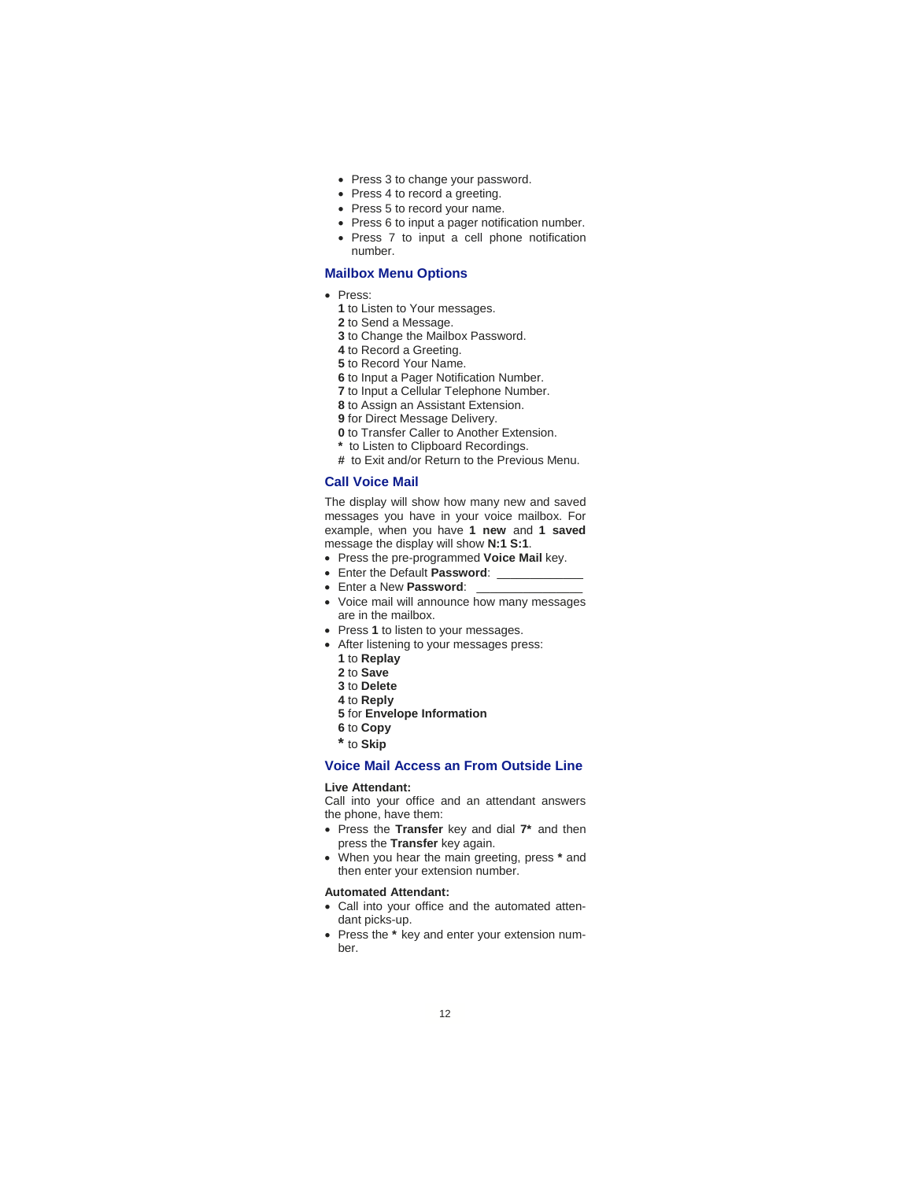- Press 3 to change your password.
- Press 4 to record a greeting.
- Press 5 to record your name.
- Press 6 to input a pager notification number.
- Press 7 to input a cell phone notification number.

## Mailbox Menu Options

- Press:
  **1** to Listen to Your messages.
  **2** to Send a Message.
  **3** to Change the Mailbox Password.
  **4** to Record a Greeting.
  **5** to Record Your Name.
  **6** to Input a Pager Notification Number.
  **7** to Input a Cellular Telephone Number.
  **8** to Assign an Assistant Extension.
  **9** for Direct Message Delivery.
  **0** to Transfer Caller to Another Extension.
  **\*** to Listen to Clipboard Recordings.
  **#** to Exit and/or Return to the Previous Menu.

## Call Voice Mail

The display will show how many new and saved messages you have in your voice mailbox. For example, when you have **1 new** and **1 saved** message the display will show **N:1 S:1**.

- Press the pre-programmed **Voice Mail** key.
- Enter the Default **Password**: ____________
- Enter a New **Password**: ______________
- Voice mail will announce how many messages are in the mailbox.
- Press **1** to listen to your messages.
- After listening to your messages press:
  **1** to **Replay**
  **2** to **Save**
  **3** to **Delete**
  **4** to **Reply**
  **5** for **Envelope Information**
  **6** to **Copy**
  **\*** to **Skip**

## Voice Mail Access an From Outside Line

**Live Attendant:**
Call into your office and an attendant answers the phone, have them:

- Press the **Transfer** key and dial **7\*** and then press the **Transfer** key again.
- When you hear the main greeting, press **\*** and then enter your extension number.

**Automated Attendant:**

- Call into your office and the automated attendant picks-up.
- Press the **\*** key and enter your extension number.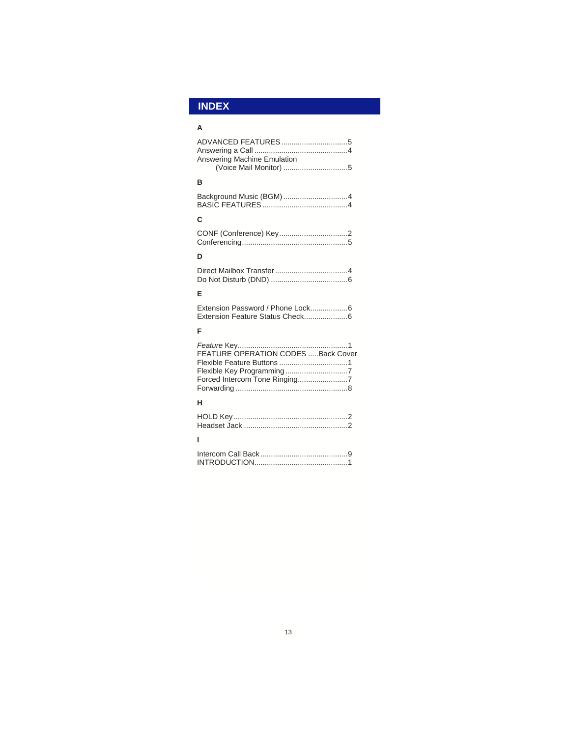# INDEX

### A

ADVANCED FEATURES................................5
Answering a Call .............................................4
Answering Machine Emulation
        (Voice Mail Monitor) ...............................5

### B

Background Music (BGM)...............................4
BASIC FEATURES .........................................4

### C

CONF (Conference) Key.................................2
Conferencing...................................................5

### D

Direct Mailbox Transfer...................................4
Do Not Disturb (DND) .....................................6

### E

Extension Password / Phone Lock..................6
Extension Feature Status Check.....................6

### F

*Feature* Key.....................................................1
FEATURE OPERATION CODES .....Back Cover
Flexible Feature Buttons .................................1
Flexible Key Programming ..............................7
Forced Intercom Tone Ringing........................7
Forwarding ......................................................8

### H

HOLD Key.......................................................2
Headset Jack ..................................................2

### I

Intercom Call Back ..........................................9
INTRODUCTION.............................................1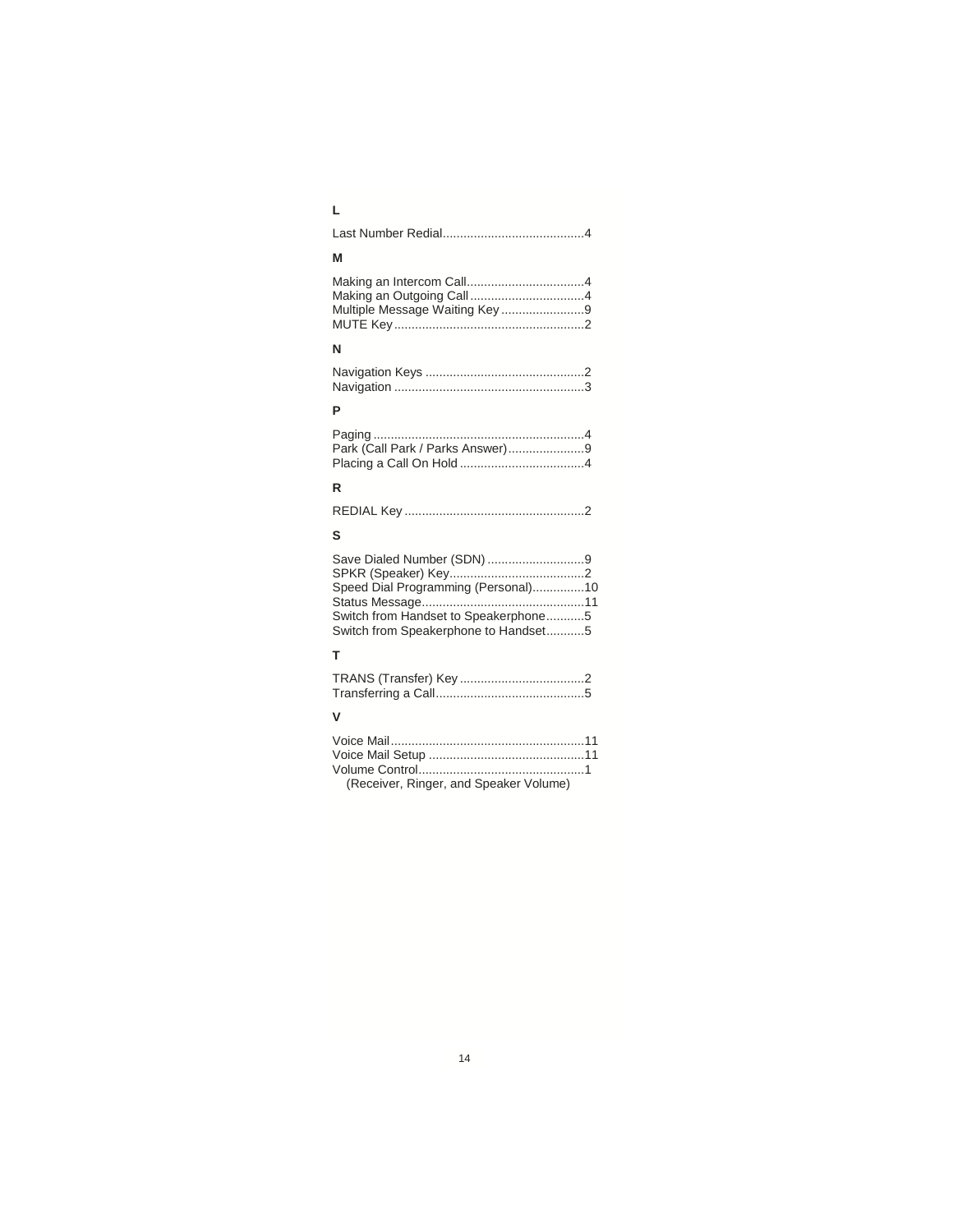**L**

Last Number Redial.........................................4

**M**

Making an Intercom Call..................................4
Making an Outgoing Call.................................4
Multiple Message Waiting Key........................9
MUTE Key......................................................2

**N**

Navigation Keys .............................................2
Navigation ......................................................3

**P**

Paging .............................................................4
Park (Call Park / Parks Answer)......................9
Placing a Call On Hold ...................................4

**R**

REDIAL Key ....................................................2

**S**

Save Dialed Number (SDN) ...........................9
SPKR (Speaker) Key......................................2
Speed Dial Programming (Personal)...............10
Status Message..............................................11
Switch from Handset to Speakerphone...........5
Switch from Speakerphone to Handset...........5

**T**

TRANS (Transfer) Key ...................................2
Transferring a Call..........................................5

**V**

Voice Mail.......................................................11
Voice Mail Setup ............................................11
Volume Control................................................1
(Receiver, Ringer, and Speaker Volume)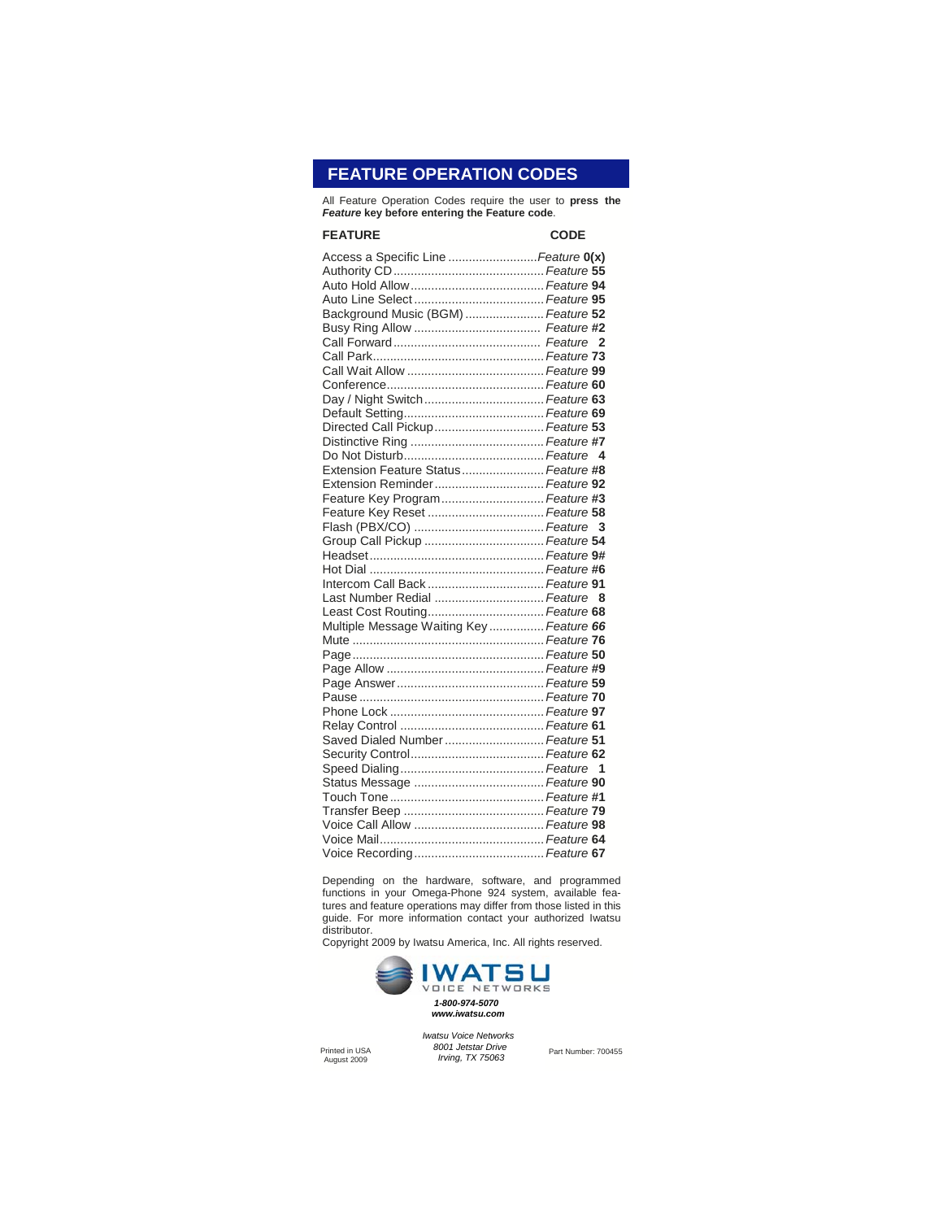## FEATURE OPERATION CODES

All Feature Operation Codes require the user to **press the *Feature* key before entering the Feature code**.

| FEATURE | CODE |
|---|---|
| Access a Specific Line | *Feature* **0(x)** |
| Authority CD | *Feature* **55** |
| Auto Hold Allow | *Feature* **94** |
| Auto Line Select | *Feature* **95** |
| Background Music (BGM) | *Feature* **52** |
| Busy Ring Allow | *Feature* **#2** |
| Call Forward | *Feature* **2** |
| Call Park | *Feature* **73** |
| Call Wait Allow | *Feature* **99** |
| Conference | *Feature* **60** |
| Day / Night Switch | *Feature* **63** |
| Default Setting | *Feature* **69** |
| Directed Call Pickup | *Feature* **53** |
| Distinctive Ring | *Feature* **#7** |
| Do Not Disturb | *Feature* **4** |
| Extension Feature Status | *Feature* **#8** |
| Extension Reminder | *Feature* **92** |
| Feature Key Program | *Feature* **#3** |
| Feature Key Reset | *Feature* **58** |
| Flash (PBX/CO) | *Feature* **3** |
| Group Call Pickup | *Feature* **54** |
| Headset | *Feature* **9#** |
| Hot Dial | *Feature* **#6** |
| Intercom Call Back | *Feature* **91** |
| Last Number Redial | *Feature* **8** |
| Least Cost Routing | *Feature* **68** |
| Multiple Message Waiting Key | *Feature* ***66*** |
| Mute | *Feature* **76** |
| Page | *Feature* **50** |
| Page Allow | *Feature* **#9** |
| Page Answer | *Feature* **59** |
| Pause | *Feature* **70** |
| Phone Lock | *Feature* **97** |
| Relay Control | *Feature* **61** |
| Saved Dialed Number | *Feature* **51** |
| Security Control | *Feature* **62** |
| Speed Dialing | *Feature* **1** |
| Status Message | *Feature* **90** |
| Touch Tone | *Feature* **#1** |
| Transfer Beep | *Feature* **79** |
| Voice Call Allow | *Feature* **98** |
| Voice Mail | *Feature* **64** |
| Voice Recording | *Feature* **67** |

Depending on the hardware, software, and programmed functions in your Omega-Phone 924 system, available features and feature operations may differ from those listed in this guide. For more information contact your authorized Iwatsu distributor.

Copyright 2009 by Iwatsu America, Inc. All rights reserved.

IWATSU
VOICE NETWORKS

***1-800-974-5070***
***www.iwatsu.com***

*Iwatsu Voice Networks*
*8001 Jetstar Drive*
*Irving, TX 75063*

Printed in USA
August 2009

Part Number: 700455